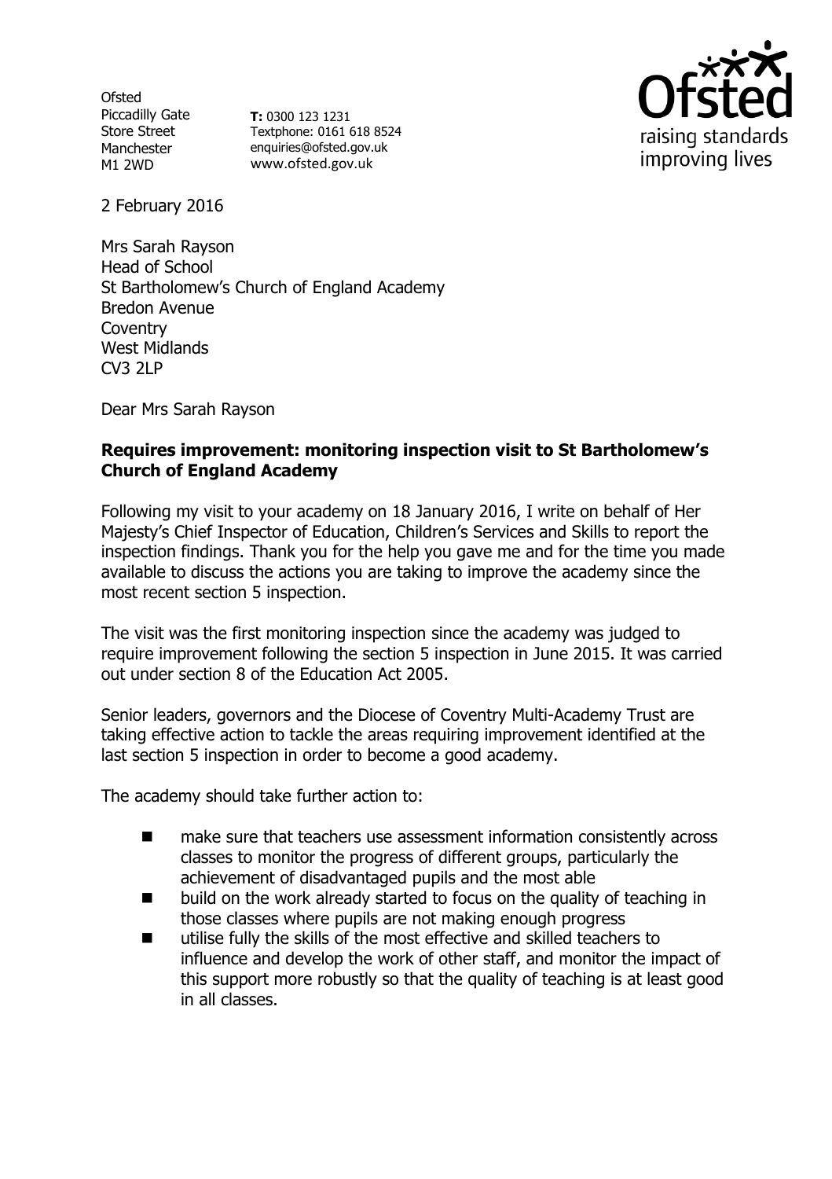Ofsted
Piccadilly Gate
Store Street
Manchester
M1 2WD

**T:** 0300 123 1231
Textphone: 0161 618 8524
enquiries@ofsted.gov.uk
www.ofsted.gov.uk

raising standards
improving lives

2 February 2016

Mrs Sarah Rayson
Head of School
St Bartholomew's Church of England Academy
Bredon Avenue
Coventry
West Midlands
CV3 2LP

Dear Mrs Sarah Rayson

**Requires improvement: monitoring inspection visit to St Bartholomew's Church of England Academy**

Following my visit to your academy on 18 January 2016, I write on behalf of Her Majesty's Chief Inspector of Education, Children's Services and Skills to report the inspection findings. Thank you for the help you gave me and for the time you made available to discuss the actions you are taking to improve the academy since the most recent section 5 inspection.

The visit was the first monitoring inspection since the academy was judged to require improvement following the section 5 inspection in June 2015. It was carried out under section 8 of the Education Act 2005.

Senior leaders, governors and the Diocese of Coventry Multi-Academy Trust are taking effective action to tackle the areas requiring improvement identified at the last section 5 inspection in order to become a good academy.

The academy should take further action to:

- make sure that teachers use assessment information consistently across classes to monitor the progress of different groups, particularly the achievement of disadvantaged pupils and the most able
- build on the work already started to focus on the quality of teaching in those classes where pupils are not making enough progress
- utilise fully the skills of the most effective and skilled teachers to influence and develop the work of other staff, and monitor the impact of this support more robustly so that the quality of teaching is at least good in all classes.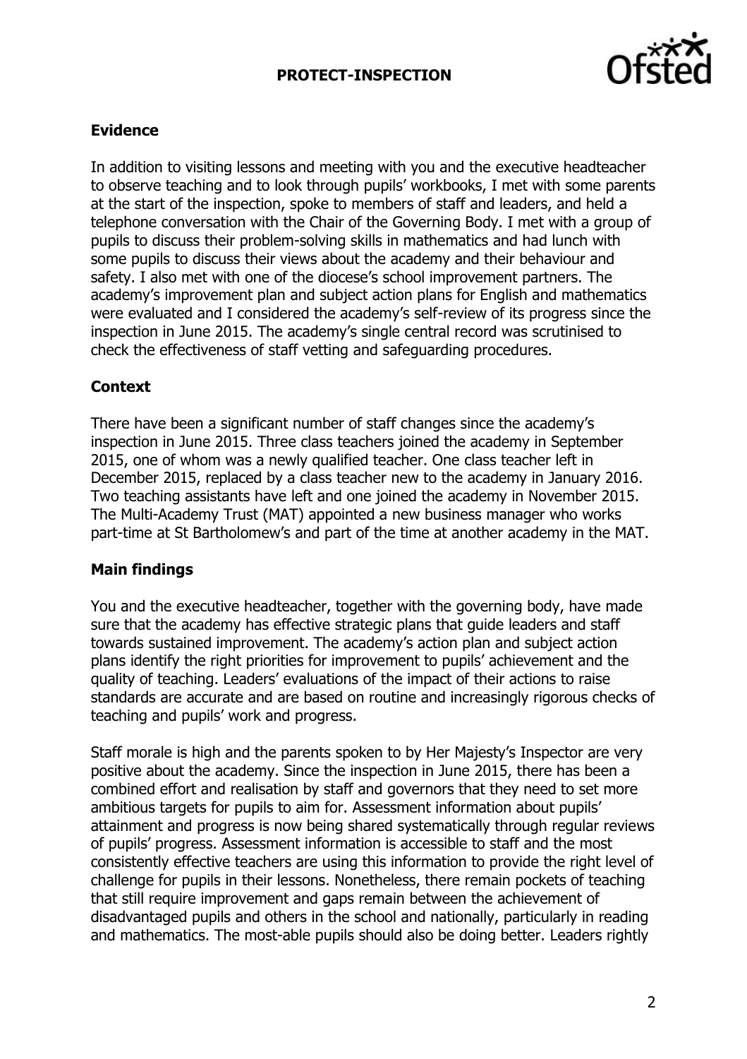## Evidence

In addition to visiting lessons and meeting with you and the executive headteacher to observe teaching and to look through pupils' workbooks, I met with some parents at the start of the inspection, spoke to members of staff and leaders, and held a telephone conversation with the Chair of the Governing Body. I met with a group of pupils to discuss their problem-solving skills in mathematics and had lunch with some pupils to discuss their views about the academy and their behaviour and safety. I also met with one of the diocese's school improvement partners. The academy's improvement plan and subject action plans for English and mathematics were evaluated and I considered the academy's self-review of its progress since the inspection in June 2015. The academy's single central record was scrutinised to check the effectiveness of staff vetting and safeguarding procedures.

## Context

There have been a significant number of staff changes since the academy's inspection in June 2015. Three class teachers joined the academy in September 2015, one of whom was a newly qualified teacher. One class teacher left in December 2015, replaced by a class teacher new to the academy in January 2016. Two teaching assistants have left and one joined the academy in November 2015. The Multi-Academy Trust (MAT) appointed a new business manager who works part-time at St Bartholomew's and part of the time at another academy in the MAT.

## Main findings

You and the executive headteacher, together with the governing body, have made sure that the academy has effective strategic plans that guide leaders and staff towards sustained improvement. The academy's action plan and subject action plans identify the right priorities for improvement to pupils' achievement and the quality of teaching. Leaders' evaluations of the impact of their actions to raise standards are accurate and are based on routine and increasingly rigorous checks of teaching and pupils' work and progress.

Staff morale is high and the parents spoken to by Her Majesty's Inspector are very positive about the academy. Since the inspection in June 2015, there has been a combined effort and realisation by staff and governors that they need to set more ambitious targets for pupils to aim for. Assessment information about pupils' attainment and progress is now being shared systematically through regular reviews of pupils' progress. Assessment information is accessible to staff and the most consistently effective teachers are using this information to provide the right level of challenge for pupils in their lessons. Nonetheless, there remain pockets of teaching that still require improvement and gaps remain between the achievement of disadvantaged pupils and others in the school and nationally, particularly in reading and mathematics. The most-able pupils should also be doing better. Leaders rightly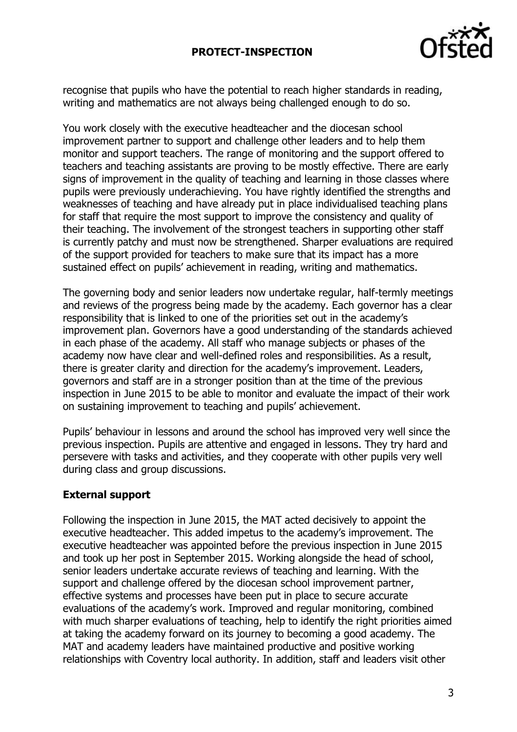recognise that pupils who have the potential to reach higher standards in reading, writing and mathematics are not always being challenged enough to do so.

You work closely with the executive headteacher and the diocesan school improvement partner to support and challenge other leaders and to help them monitor and support teachers. The range of monitoring and the support offered to teachers and teaching assistants are proving to be mostly effective. There are early signs of improvement in the quality of teaching and learning in those classes where pupils were previously underachieving. You have rightly identified the strengths and weaknesses of teaching and have already put in place individualised teaching plans for staff that require the most support to improve the consistency and quality of their teaching. The involvement of the strongest teachers in supporting other staff is currently patchy and must now be strengthened. Sharper evaluations are required of the support provided for teachers to make sure that its impact has a more sustained effect on pupils' achievement in reading, writing and mathematics.

The governing body and senior leaders now undertake regular, half-termly meetings and reviews of the progress being made by the academy. Each governor has a clear responsibility that is linked to one of the priorities set out in the academy's improvement plan. Governors have a good understanding of the standards achieved in each phase of the academy. All staff who manage subjects or phases of the academy now have clear and well-defined roles and responsibilities. As a result, there is greater clarity and direction for the academy's improvement. Leaders, governors and staff are in a stronger position than at the time of the previous inspection in June 2015 to be able to monitor and evaluate the impact of their work on sustaining improvement to teaching and pupils' achievement.

Pupils' behaviour in lessons and around the school has improved very well since the previous inspection. Pupils are attentive and engaged in lessons. They try hard and persevere with tasks and activities, and they cooperate with other pupils very well during class and group discussions.

## External support

Following the inspection in June 2015, the MAT acted decisively to appoint the executive headteacher. This added impetus to the academy's improvement. The executive headteacher was appointed before the previous inspection in June 2015 and took up her post in September 2015. Working alongside the head of school, senior leaders undertake accurate reviews of teaching and learning. With the support and challenge offered by the diocesan school improvement partner, effective systems and processes have been put in place to secure accurate evaluations of the academy's work. Improved and regular monitoring, combined with much sharper evaluations of teaching, help to identify the right priorities aimed at taking the academy forward on its journey to becoming a good academy. The MAT and academy leaders have maintained productive and positive working relationships with Coventry local authority. In addition, staff and leaders visit other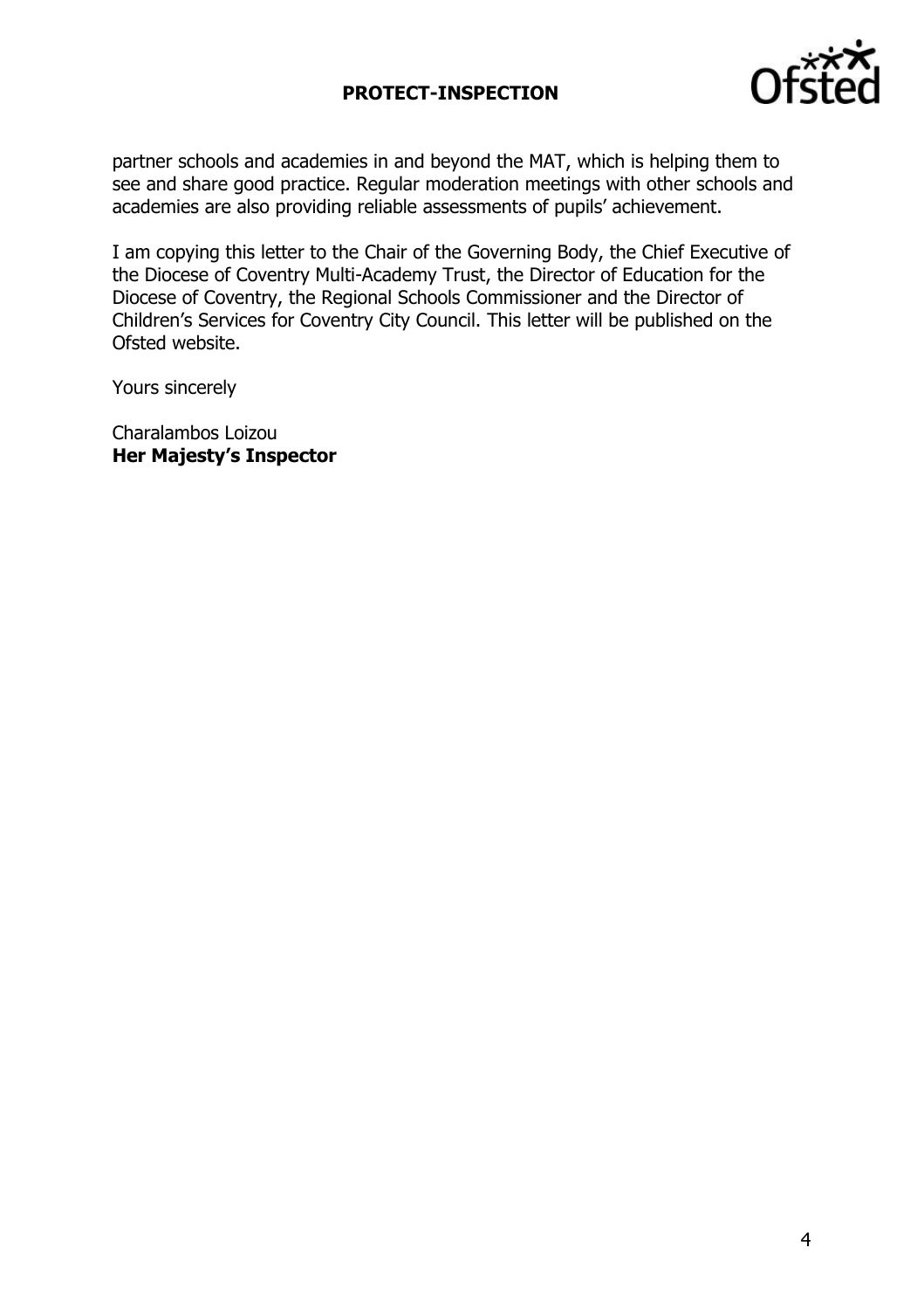partner schools and academies in and beyond the MAT, which is helping them to see and share good practice. Regular moderation meetings with other schools and academies are also providing reliable assessments of pupils' achievement.

I am copying this letter to the Chair of the Governing Body, the Chief Executive of the Diocese of Coventry Multi-Academy Trust, the Director of Education for the Diocese of Coventry, the Regional Schools Commissioner and the Director of Children's Services for Coventry City Council. This letter will be published on the Ofsted website.

Yours sincerely

Charalambos Loizou
**Her Majesty's Inspector**